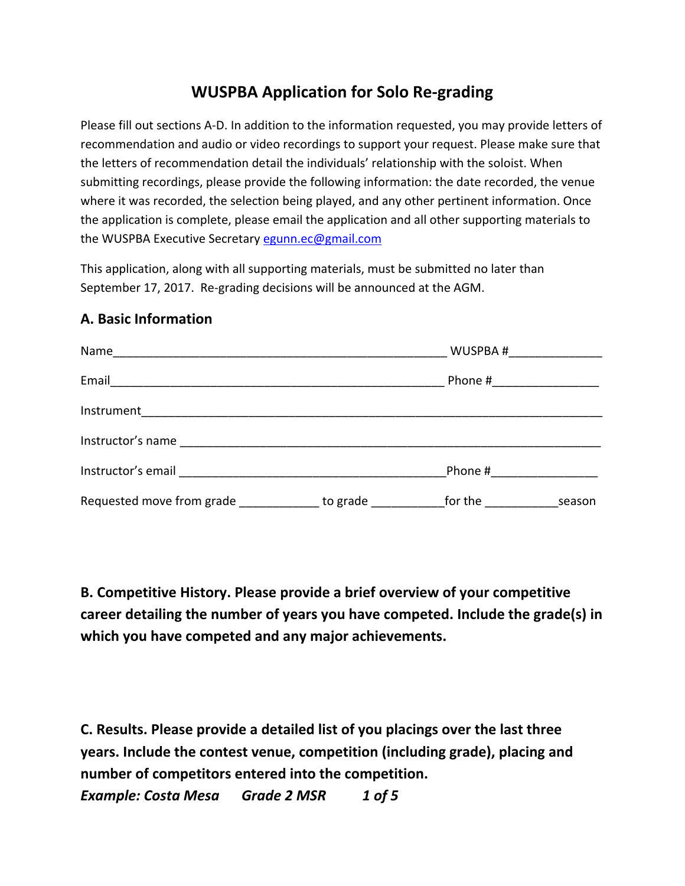# WUSPBA Application for Solo Re-grading

Please fill out sections A-D. In addition to the information requested, you may provide letters of recommendation and audio or video recordings to support your request. Please make sure that the letters of recommendation detail the individuals' relationship with the soloist. When submitting recordings, please provide the following information: the date recorded, the venue where it was recorded, the selection being played, and any other pertinent information. Once the application is complete, please email the application and all other supporting materials to the WUSPBA Executive Secretary egunn.ec@gmail.com

This application, along with all supporting materials, must be submitted no later than September 17, 2017. Re-grading decisions will be announced at the AGM.

## A. Basic Information

Name___________________________________________________ WUSPBA #______________

Email___________________________________________________ Phone #________________

Instrument_______________________________________________________________________

Instructor's name _________________________________________________________________

Instructor's email ________________________________________Phone #________________

Requested move from grade ____________ to grade ___________for the ___________season

## B. Competitive History. Please provide a brief overview of your competitive career detailing the number of years you have competed. Include the grade(s) in which you have competed and any major achievements.

## C. Results. Please provide a detailed list of you placings over the last three years. Include the contest venue, competition (including grade), placing and number of competitors entered into the competition.

***Example: Costa Mesa     Grade 2 MSR     1 of 5***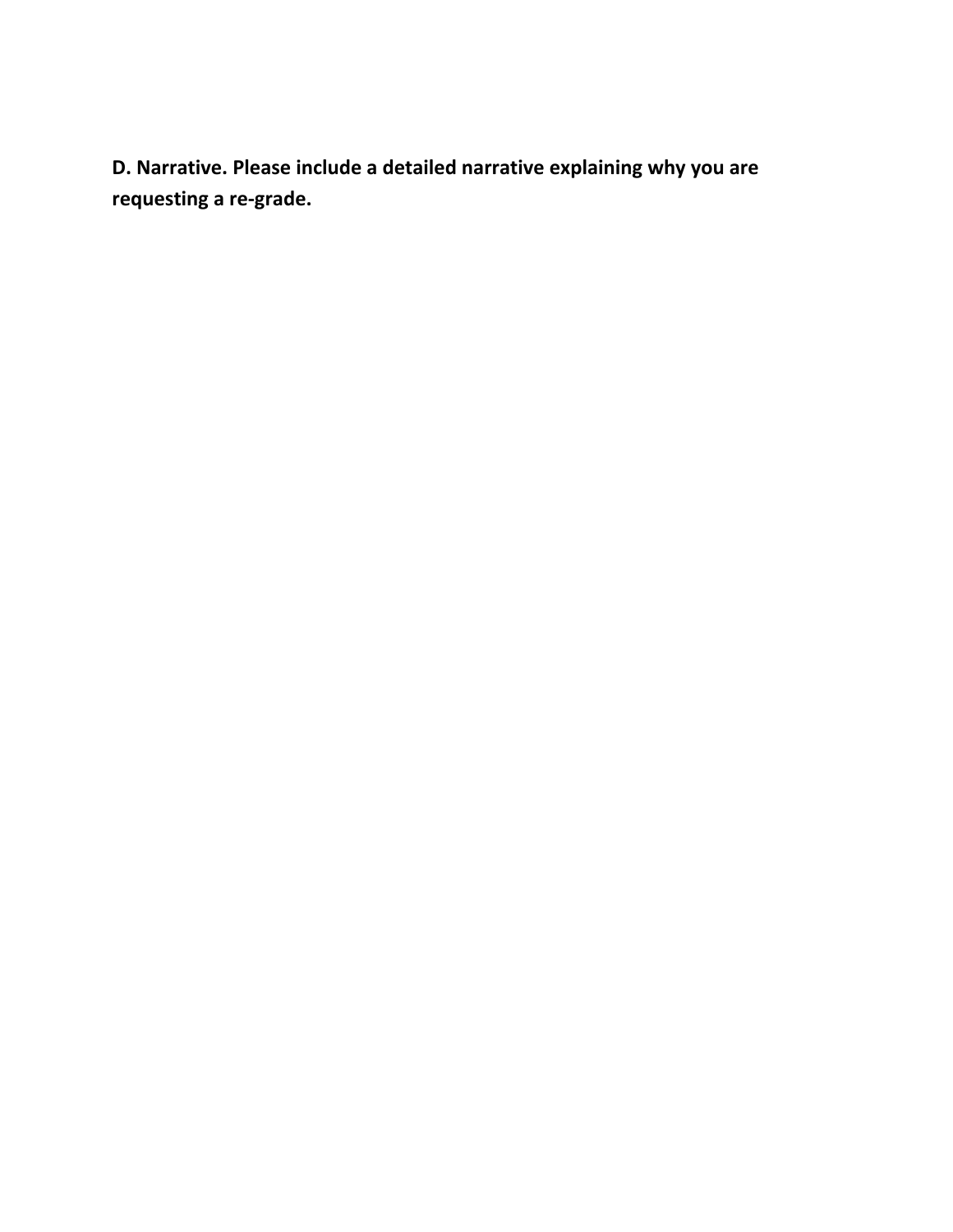**D. Narrative. Please include a detailed narrative explaining why you are requesting a re-grade.**